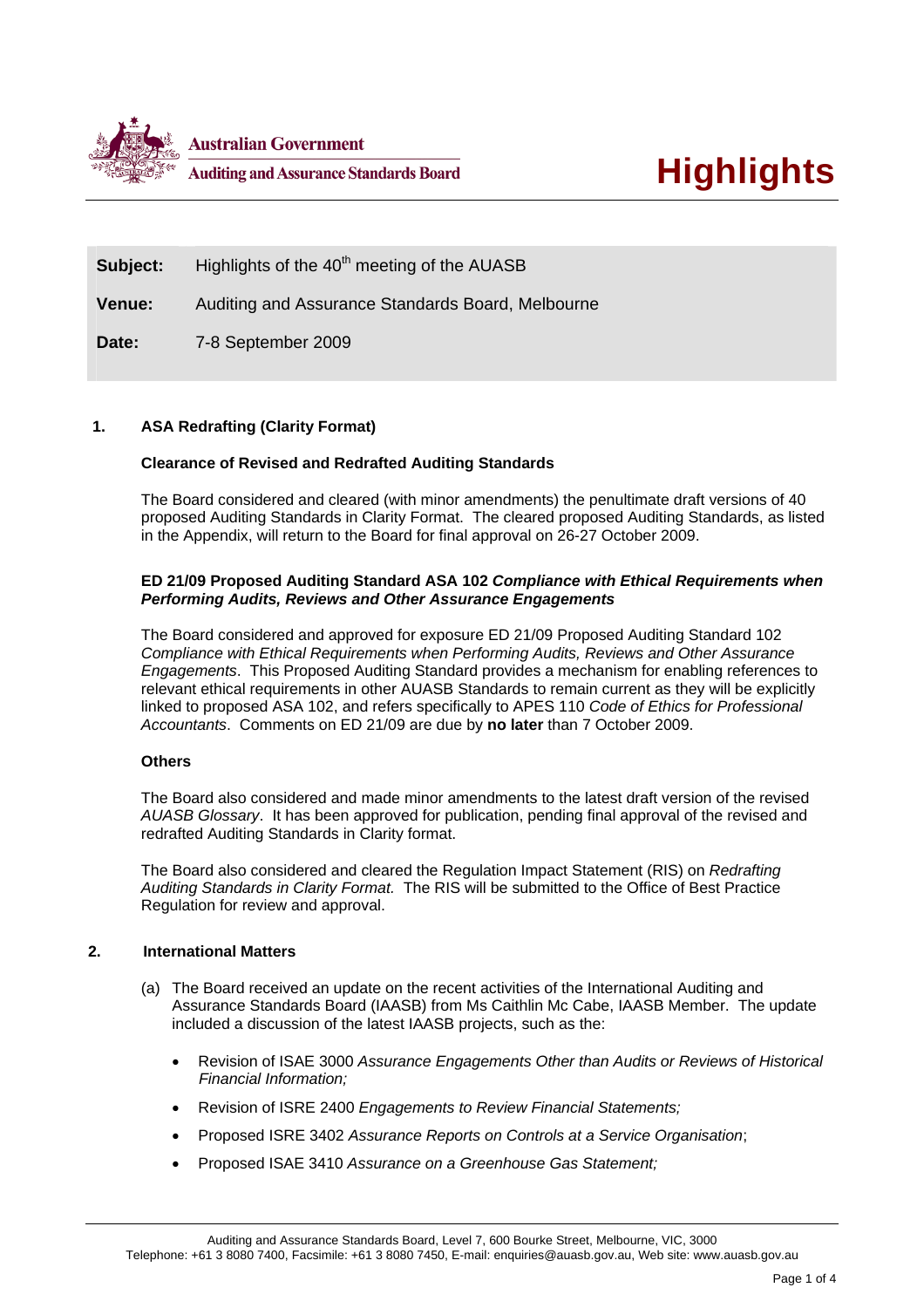Australian Government

Auditing and Assurance Standards Board

# Highlights

| | |
|---|---|
| **Subject:** | Highlights of the 40th meeting of the AUASB |
| **Venue:** | Auditing and Assurance Standards Board, Melbourne |
| **Date:** | 7-8 September 2009 |

## 1. ASA Redrafting (Clarity Format)

### Clearance of Revised and Redrafted Auditing Standards

The Board considered and cleared (with minor amendments) the penultimate draft versions of 40 proposed Auditing Standards in Clarity Format. The cleared proposed Auditing Standards, as listed in the Appendix, will return to the Board for final approval on 26-27 October 2009.

### ED 21/09 Proposed Auditing Standard ASA 102 *Compliance with Ethical Requirements when Performing Audits, Reviews and Other Assurance Engagements*

The Board considered and approved for exposure ED 21/09 Proposed Auditing Standard 102 *Compliance with Ethical Requirements when Performing Audits, Reviews and Other Assurance Engagements*. This Proposed Auditing Standard provides a mechanism for enabling references to relevant ethical requirements in other AUASB Standards to remain current as they will be explicitly linked to proposed ASA 102, and refers specifically to APES 110 *Code of Ethics for Professional Accountants*. Comments on ED 21/09 are due by **no later** than 7 October 2009.

### Others

The Board also considered and made minor amendments to the latest draft version of the revised *AUASB Glossary*. It has been approved for publication, pending final approval of the revised and redrafted Auditing Standards in Clarity format.

The Board also considered and cleared the Regulation Impact Statement (RIS) on *Redrafting Auditing Standards in Clarity Format.* The RIS will be submitted to the Office of Best Practice Regulation for review and approval.

## 2. International Matters

(a) The Board received an update on the recent activities of the International Auditing and Assurance Standards Board (IAASB) from Ms Caithlin Mc Cabe, IAASB Member. The update included a discussion of the latest IAASB projects, such as the:

- Revision of ISAE 3000 *Assurance Engagements Other than Audits or Reviews of Historical Financial Information;*
- Revision of ISRE 2400 *Engagements to Review Financial Statements;*
- Proposed ISRE 3402 *Assurance Reports on Controls at a Service Organisation*;
- Proposed ISAE 3410 *Assurance on a Greenhouse Gas Statement;*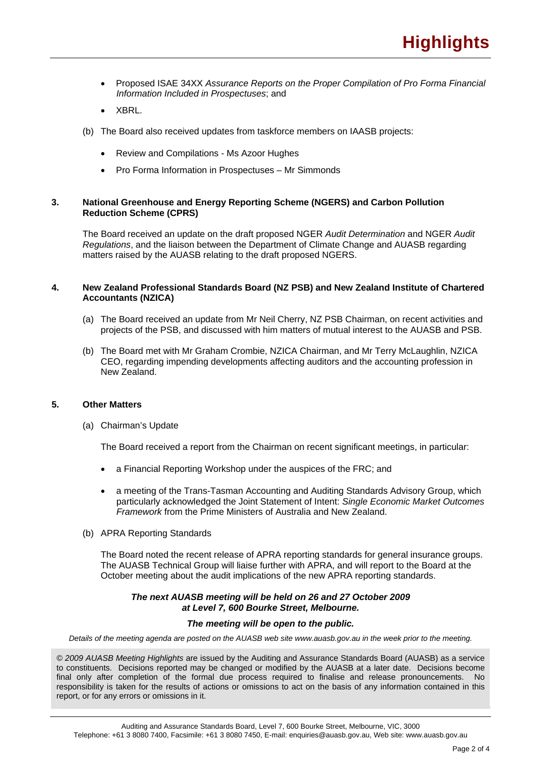- Proposed ISAE 34XX *Assurance Reports on the Proper Compilation of Pro Forma Financial Information Included in Prospectuses*; and
- XBRL.

(b) The Board also received updates from taskforce members on IAASB projects:

- Review and Compilations - Ms Azoor Hughes
- Pro Forma Information in Prospectuses – Mr Simmonds

### 3. National Greenhouse and Energy Reporting Scheme (NGERS) and Carbon Pollution Reduction Scheme (CPRS)

The Board received an update on the draft proposed NGER *Audit Determination* and NGER *Audit Regulations*, and the liaison between the Department of Climate Change and AUASB regarding matters raised by the AUASB relating to the draft proposed NGERS.

### 4. New Zealand Professional Standards Board (NZ PSB) and New Zealand Institute of Chartered Accountants (NZICA)

(a) The Board received an update from Mr Neil Cherry, NZ PSB Chairman, on recent activities and projects of the PSB, and discussed with him matters of mutual interest to the AUASB and PSB.

(b) The Board met with Mr Graham Crombie, NZICA Chairman, and Mr Terry McLaughlin, NZICA CEO, regarding impending developments affecting auditors and the accounting profession in New Zealand.

### 5. Other Matters

(a) Chairman's Update

The Board received a report from the Chairman on recent significant meetings, in particular:

- a Financial Reporting Workshop under the auspices of the FRC; and
- a meeting of the Trans-Tasman Accounting and Auditing Standards Advisory Group, which particularly acknowledged the Joint Statement of Intent: *Single Economic Market Outcomes Framework* from the Prime Ministers of Australia and New Zealand.

(b) APRA Reporting Standards

The Board noted the recent release of APRA reporting standards for general insurance groups. The AUASB Technical Group will liaise further with APRA, and will report to the Board at the October meeting about the audit implications of the new APRA reporting standards.

***The next AUASB meeting will be held on 26 and 27 October 2009 at Level 7, 600 Bourke Street, Melbourne.***

***The meeting will be open to the public.***

*Details of the meeting agenda are posted on the AUASB web site www.auasb.gov.au in the week prior to the meeting.*

© 2009 *AUASB Meeting Highlights* are issued by the Auditing and Assurance Standards Board (AUASB) as a service to constituents. Decisions reported may be changed or modified by the AUASB at a later date. Decisions become final only after completion of the formal due process required to finalise and release pronouncements. No responsibility is taken for the results of actions or omissions to act on the basis of any information contained in this report, or for any errors or omissions in it.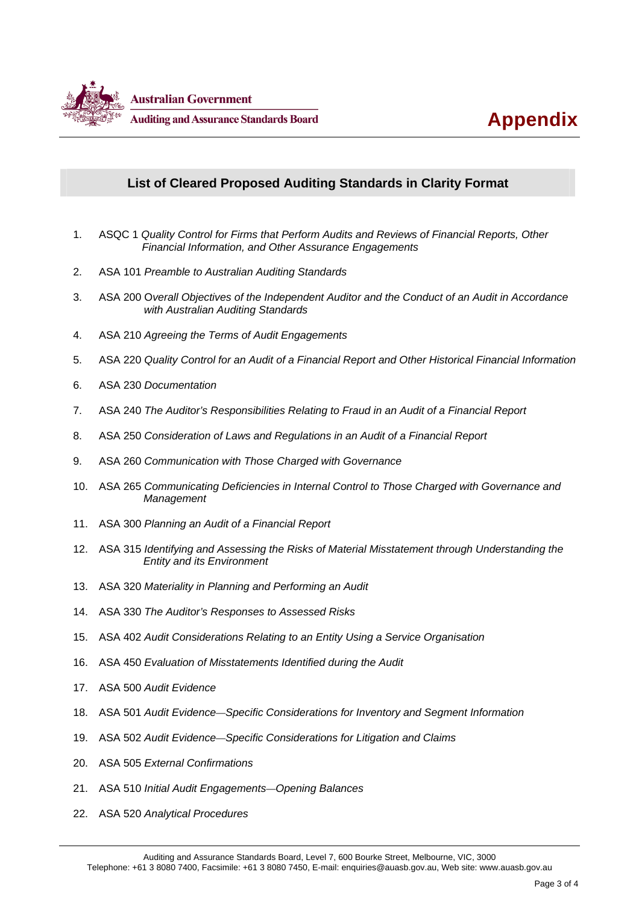**Australian Government**

**Auditing and Assurance Standards Board**

# Appendix

## List of Cleared Proposed Auditing Standards in Clarity Format

1. ASQC 1 *Quality Control for Firms that Perform Audits and Reviews of Financial Reports, Other Financial Information, and Other Assurance Engagements*
2. ASA 101 *Preamble to Australian Auditing Standards*
3. ASA 200 O*verall Objectives of the Independent Auditor and the Conduct of an Audit in Accordance with Australian Auditing Standards*
4. ASA 210 *Agreeing the Terms of Audit Engagements*
5. ASA 220 *Quality Control for an Audit of a Financial Report and Other Historical Financial Information*
6. ASA 230 *Documentation*
7. ASA 240 *The Auditor's Responsibilities Relating to Fraud in an Audit of a Financial Report*
8. ASA 250 *Consideration of Laws and Regulations in an Audit of a Financial Report*
9. ASA 260 *Communication with Those Charged with Governance*
10. ASA 265 *Communicating Deficiencies in Internal Control to Those Charged with Governance and Management*
11. ASA 300 *Planning an Audit of a Financial Report*
12. ASA 315 *Identifying and Assessing the Risks of Material Misstatement through Understanding the Entity and its Environment*
13. ASA 320 *Materiality in Planning and Performing an Audit*
14. ASA 330 *The Auditor's Responses to Assessed Risks*
15. ASA 402 *Audit Considerations Relating to an Entity Using a Service Organisation*
16. ASA 450 *Evaluation of Misstatements Identified during the Audit*
17. ASA 500 *Audit Evidence*
18. ASA 501 *Audit Evidence—Specific Considerations for Inventory and Segment Information*
19. ASA 502 *Audit Evidence—Specific Considerations for Litigation and Claims*
20. ASA 505 *External Confirmations*
21. ASA 510 *Initial Audit Engagements—Opening Balances*
22. ASA 520 *Analytical Procedures*

Auditing and Assurance Standards Board, Level 7, 600 Bourke Street, Melbourne, VIC, 3000
Telephone: +61 3 8080 7400, Facsimile: +61 3 8080 7450, E-mail: enquiries@auasb.gov.au, Web site: www.auasb.gov.au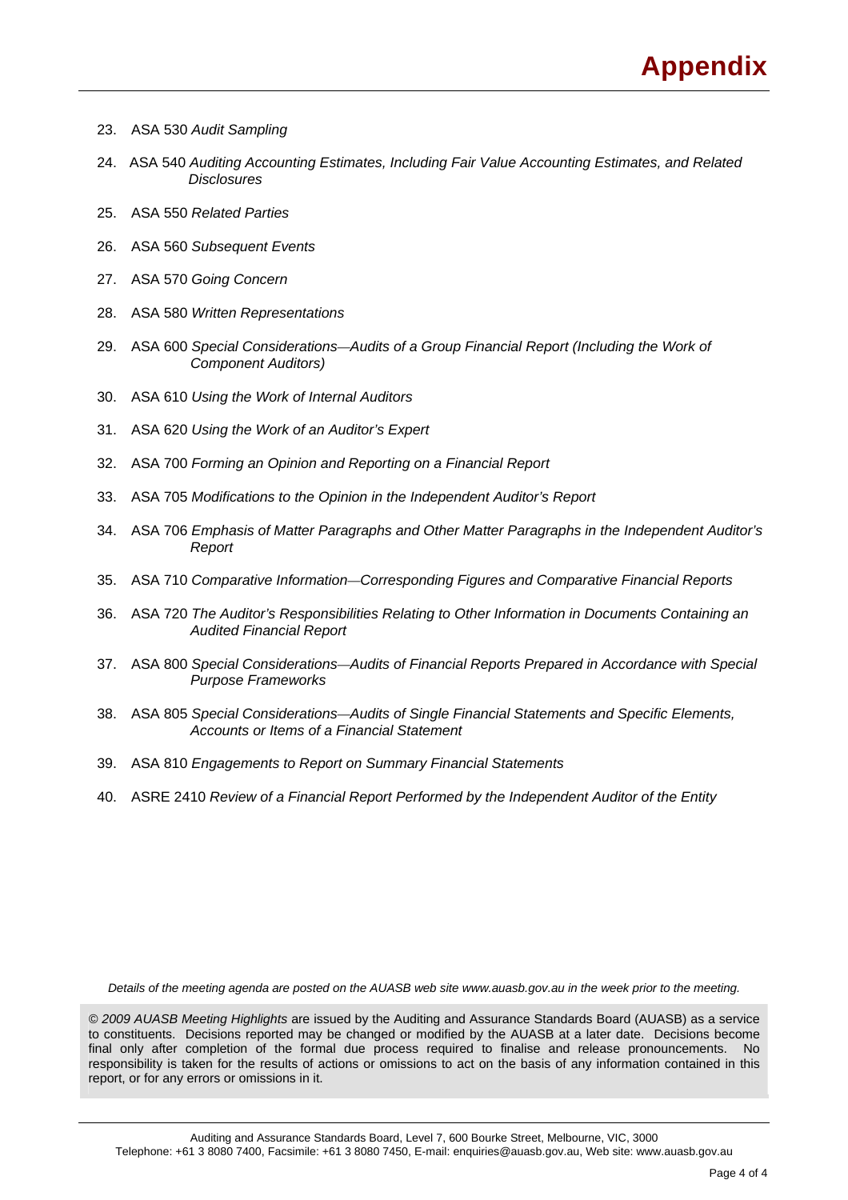# Appendix

23. ASA 530 *Audit Sampling*

24. ASA 540 *Auditing Accounting Estimates, Including Fair Value Accounting Estimates, and Related Disclosures*

25. ASA 550 *Related Parties*

26. ASA 560 *Subsequent Events*

27. ASA 570 *Going Concern*

28. ASA 580 *Written Representations*

29. ASA 600 *Special Considerations—Audits of a Group Financial Report (Including the Work of Component Auditors)*

30. ASA 610 *Using the Work of Internal Auditors*

31. ASA 620 *Using the Work of an Auditor's Expert*

32. ASA 700 *Forming an Opinion and Reporting on a Financial Report*

33. ASA 705 *Modifications to the Opinion in the Independent Auditor's Report*

34. ASA 706 *Emphasis of Matter Paragraphs and Other Matter Paragraphs in the Independent Auditor's Report*

35. ASA 710 *Comparative Information—Corresponding Figures and Comparative Financial Reports*

36. ASA 720 *The Auditor's Responsibilities Relating to Other Information in Documents Containing an Audited Financial Report*

37. ASA 800 *Special Considerations—Audits of Financial Reports Prepared in Accordance with Special Purpose Frameworks*

38. ASA 805 *Special Considerations—Audits of Single Financial Statements and Specific Elements, Accounts or Items of a Financial Statement*

39. ASA 810 *Engagements to Report on Summary Financial Statements*

40. ASRE 2410 *Review of a Financial Report Performed by the Independent Auditor of the Entity*

*Details of the meeting agenda are posted on the AUASB web site www.auasb.gov.au in the week prior to the meeting.*

*© 2009 AUASB Meeting Highlights* are issued by the Auditing and Assurance Standards Board (AUASB) as a service to constituents. Decisions reported may be changed or modified by the AUASB at a later date. Decisions become final only after completion of the formal due process required to finalise and release pronouncements. No responsibility is taken for the results of actions or omissions to act on the basis of any information contained in this report, or for any errors or omissions in it.

Auditing and Assurance Standards Board, Level 7, 600 Bourke Street, Melbourne, VIC, 3000
Telephone: +61 3 8080 7400, Facsimile: +61 3 8080 7450, E-mail: enquiries@auasb.gov.au, Web site: www.auasb.gov.au